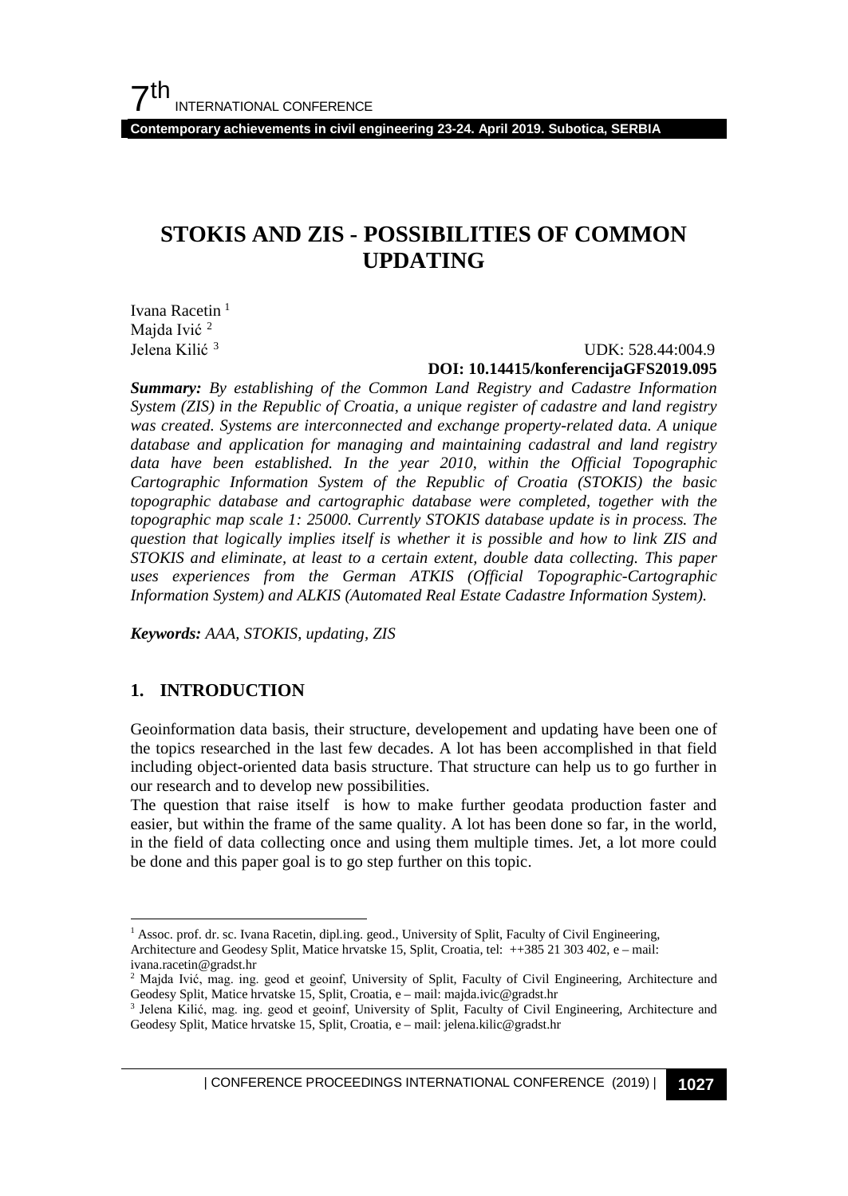# STOKIS AND ZIS - POSSIBILITIES OF COMMON UPDATING

Ivana Racetin [1]
Majda Ivić [2]
Jelena Kilić [3]

UDK: 528.44:004.9
**DOI: 10.14415/konferencijaGFS2019.095**

***Summary:*** *By establishing of the Common Land Registry and Cadastre Information System (ZIS) in the Republic of Croatia, a unique register of cadastre and land registry was created. Systems are interconnected and exchange property-related data. A unique database and application for managing and maintaining cadastral and land registry data have been established. In the year 2010, within the Official Topographic Cartographic Information System of the Republic of Croatia (STOKIS) the basic topographic database and cartographic database were completed, together with the topographic map scale 1: 25000. Currently STOKIS database update is in process. The question that logically implies itself is whether it is possible and how to link ZIS and STOKIS and eliminate, at least to a certain extent, double data collecting. This paper uses experiences from the German ATKIS (Official Topographic-Cartographic Information System) and ALKIS (Automated Real Estate Cadastre Information System).*

***Keywords:*** *AAA, STOKIS, updating, ZIS*

## 1. INTRODUCTION

Geoinformation data basis, their structure, developement and updating have been one of the topics researched in the last few decades. A lot has been accomplished in that field including object-oriented data basis structure. That structure can help us to go further in our research and to develop new possibilities.

The question that raise itself is how to make further geodata production faster and easier, but within the frame of the same quality. A lot has been done so far, in the world, in the field of data collecting once and using them multiple times. Jet, a lot more could be done and this paper goal is to go step further on this topic.

---

[1] Assoc. prof. dr. sc. Ivana Racetin, dipl.ing. geod., University of Split, Faculty of Civil Engineering, Architecture and Geodesy Split, Matice hrvatske 15, Split, Croatia, tel: ++385 21 303 402, e – mail: ivana.racetin@gradst.hr

[2] Majda Ivić, mag. ing. geod et geoinf, University of Split, Faculty of Civil Engineering, Architecture and Geodesy Split, Matice hrvatske 15, Split, Croatia, e – mail: majda.ivic@gradst.hr

[3] Jelena Kilić, mag. ing. geod et geoinf, University of Split, Faculty of Civil Engineering, Architecture and Geodesy Split, Matice hrvatske 15, Split, Croatia, e – mail: jelena.kilic@gradst.hr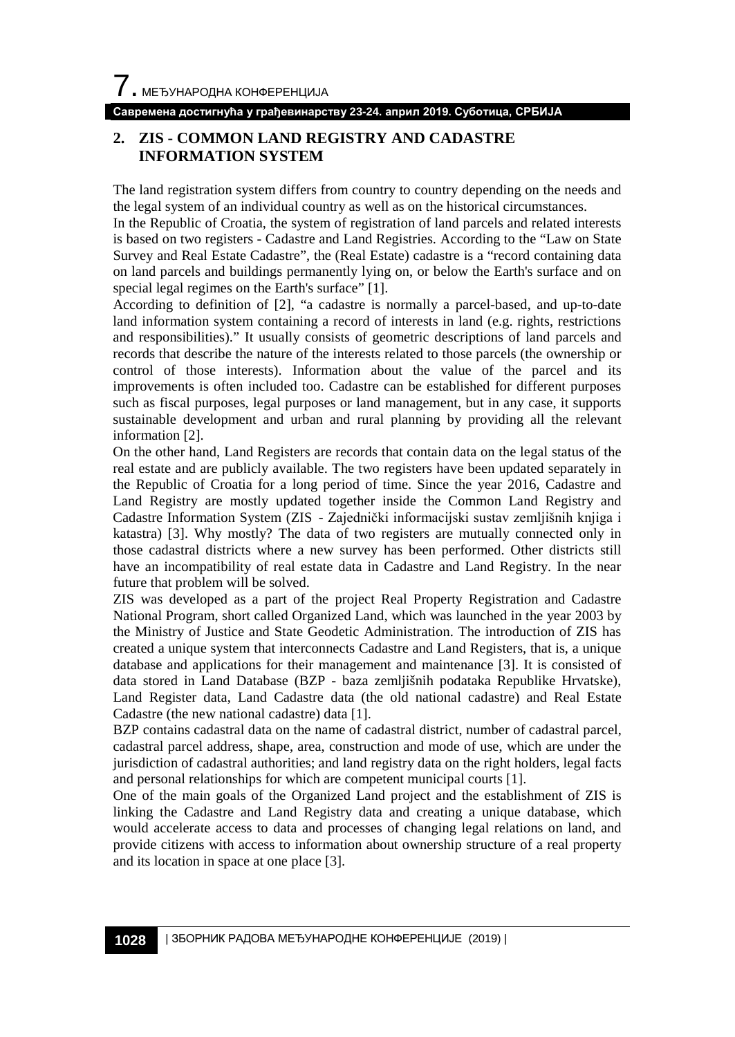## 2. ZIS - COMMON LAND REGISTRY AND CADASTRE INFORMATION SYSTEM

The land registration system differs from country to country depending on the needs and the legal system of an individual country as well as on the historical circumstances.

In the Republic of Croatia, the system of registration of land parcels and related interests is based on two registers - Cadastre and Land Registries. According to the "Law on State Survey and Real Estate Cadastre", the (Real Estate) cadastre is a "record containing data on land parcels and buildings permanently lying on, or below the Earth's surface and on special legal regimes on the Earth's surface" [1].

According to definition of [2], "a cadastre is normally a parcel-based, and up-to-date land information system containing a record of interests in land (e.g. rights, restrictions and responsibilities)." It usually consists of geometric descriptions of land parcels and records that describe the nature of the interests related to those parcels (the ownership or control of those interests). Information about the value of the parcel and its improvements is often included too. Cadastre can be established for different purposes such as fiscal purposes, legal purposes or land management, but in any case, it supports sustainable development and urban and rural planning by providing all the relevant information [2].

On the other hand, Land Registers are records that contain data on the legal status of the real estate and are publicly available. The two registers have been updated separately in the Republic of Croatia for a long period of time. Since the year 2016, Cadastre and Land Registry are mostly updated together inside the Common Land Registry and Cadastre Information System (ZIS - Zajednički informacijski sustav zemljišnih knjiga i katastra) [3]. Why mostly? The data of two registers are mutually connected only in those cadastral districts where a new survey has been performed. Other districts still have an incompatibility of real estate data in Cadastre and Land Registry. In the near future that problem will be solved.

ZIS was developed as a part of the project Real Property Registration and Cadastre National Program, short called Organized Land, which was launched in the year 2003 by the Ministry of Justice and State Geodetic Administration. The introduction of ZIS has created a unique system that interconnects Cadastre and Land Registers, that is, a unique database and applications for their management and maintenance [3]. It is consisted of data stored in Land Database (BZP - baza zemljišnih podataka Republike Hrvatske), Land Register data, Land Cadastre data (the old national cadastre) and Real Estate Cadastre (the new national cadastre) data [1].

BZP contains cadastral data on the name of cadastral district, number of cadastral parcel, cadastral parcel address, shape, area, construction and mode of use, which are under the jurisdiction of cadastral authorities; and land registry data on the right holders, legal facts and personal relationships for which are competent municipal courts [1].

One of the main goals of the Organized Land project and the establishment of ZIS is linking the Cadastre and Land Registry data and creating a unique database, which would accelerate access to data and processes of changing legal relations on land, and provide citizens with access to information about ownership structure of a real property and its location in space at one place [3].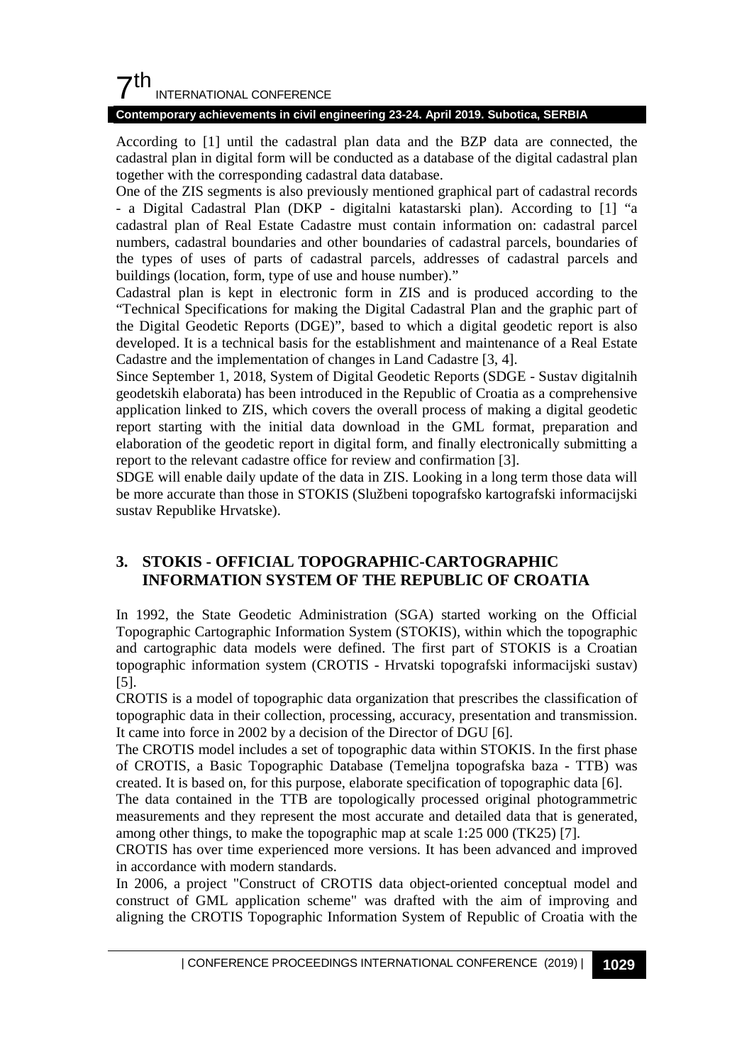According to [1] until the cadastral plan data and the BZP data are connected, the cadastral plan in digital form will be conducted as a database of the digital cadastral plan together with the corresponding cadastral data database.

One of the ZIS segments is also previously mentioned graphical part of cadastral records - a Digital Cadastral Plan (DKP - digitalni katastarski plan). According to [1] "a cadastral plan of Real Estate Cadastre must contain information on: cadastral parcel numbers, cadastral boundaries and other boundaries of cadastral parcels, boundaries of the types of uses of parts of cadastral parcels, addresses of cadastral parcels and buildings (location, form, type of use and house number)."

Cadastral plan is kept in electronic form in ZIS and is produced according to the "Technical Specifications for making the Digital Cadastral Plan and the graphic part of the Digital Geodetic Reports (DGE)", based to which a digital geodetic report is also developed. It is a technical basis for the establishment and maintenance of a Real Estate Cadastre and the implementation of changes in Land Cadastre [3, 4].

Since September 1, 2018, System of Digital Geodetic Reports (SDGE - Sustav digitalnih geodetskih elaborata) has been introduced in the Republic of Croatia as a comprehensive application linked to ZIS, which covers the overall process of making a digital geodetic report starting with the initial data download in the GML format, preparation and elaboration of the geodetic report in digital form, and finally electronically submitting a report to the relevant cadastre office for review and confirmation [3].

SDGE will enable daily update of the data in ZIS. Looking in a long term those data will be more accurate than those in STOKIS (Službeni topografsko kartografski informacijski sustav Republike Hrvatske).

## 3. STOKIS - OFFICIAL TOPOGRAPHIC-CARTOGRAPHIC INFORMATION SYSTEM OF THE REPUBLIC OF CROATIA

In 1992, the State Geodetic Administration (SGA) started working on the Official Topographic Cartographic Information System (STOKIS), within which the topographic and cartographic data models were defined. The first part of STOKIS is a Croatian topographic information system (CROTIS - Hrvatski topografski informacijski sustav) [5].

CROTIS is a model of topographic data organization that prescribes the classification of topographic data in their collection, processing, accuracy, presentation and transmission. It came into force in 2002 by a decision of the Director of DGU [6].

The CROTIS model includes a set of topographic data within STOKIS. In the first phase of CROTIS, a Basic Topographic Database (Temeljna topografska baza - TTB) was created. It is based on, for this purpose, elaborate specification of topographic data [6].

The data contained in the TTB are topologically processed original photogrammetric measurements and they represent the most accurate and detailed data that is generated, among other things, to make the topographic map at scale 1:25 000 (TK25) [7].

CROTIS has over time experienced more versions. It has been advanced and improved in accordance with modern standards.

In 2006, a project "Construct of CROTIS data object-oriented conceptual model and construct of GML application scheme" was drafted with the aim of improving and aligning the CROTIS Topographic Information System of Republic of Croatia with the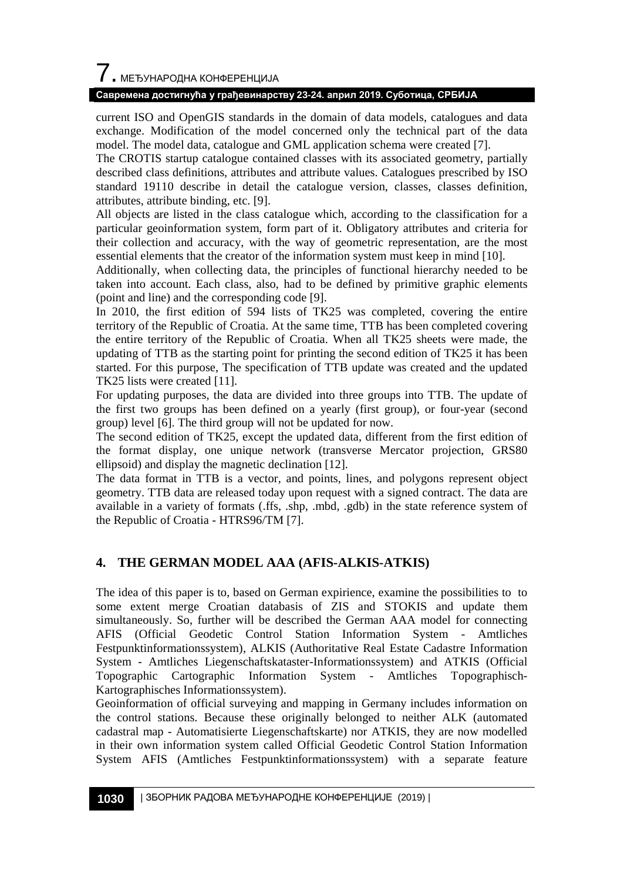current ISO and OpenGIS standards in the domain of data models, catalogues and data exchange. Modification of the model concerned only the technical part of the data model. The model data, catalogue and GML application schema were created [7].

The CROTIS startup catalogue contained classes with its associated geometry, partially described class definitions, attributes and attribute values. Catalogues prescribed by ISO standard 19110 describe in detail the catalogue version, classes, classes definition, attributes, attribute binding, etc. [9].

All objects are listed in the class catalogue which, according to the classification for a particular geoinformation system, form part of it. Obligatory attributes and criteria for their collection and accuracy, with the way of geometric representation, are the most essential elements that the creator of the information system must keep in mind [10].

Additionally, when collecting data, the principles of functional hierarchy needed to be taken into account. Each class, also, had to be defined by primitive graphic elements (point and line) and the corresponding code [9].

In 2010, the first edition of 594 lists of TK25 was completed, covering the entire territory of the Republic of Croatia. At the same time, TTB has been completed covering the entire territory of the Republic of Croatia. When all TK25 sheets were made, the updating of TTB as the starting point for printing the second edition of TK25 it has been started. For this purpose, The specification of TTB update was created and the updated TK25 lists were created [11].

For updating purposes, the data are divided into three groups into TTB. The update of the first two groups has been defined on a yearly (first group), or four-year (second group) level [6]. The third group will not be updated for now.

The second edition of TK25, except the updated data, different from the first edition of the format display, one unique network (transverse Mercator projection, GRS80 ellipsoid) and display the magnetic declination [12].

The data format in TTB is a vector, and points, lines, and polygons represent object geometry. TTB data are released today upon request with a signed contract. The data are available in a variety of formats (.ffs, .shp, .mbd, .gdb) in the state reference system of the Republic of Croatia - HTRS96/TM [7].

## 4. THE GERMAN MODEL AAA (AFIS-ALKIS-ATKIS)

The idea of this paper is to, based on German expirience, examine the possibilities to to some extent merge Croatian databasis of ZIS and STOKIS and update them simultaneously. So, further will be described the German AAA model for connecting AFIS (Official Geodetic Control Station Information System - Amtliches Festpunktinformationssystem), ALKIS (Authoritative Real Estate Cadastre Information System - Amtliches Liegenschaftskataster-Informationssystem) and ATKIS (Official Topographic Cartographic Information System - Amtliches Topographisch-Kartographisches Informationssystem).

Geoinformation of official surveying and mapping in Germany includes information on the control stations. Because these originally belonged to neither ALK (automated cadastral map - Automatisierte Liegenschaftskarte) nor ATKIS, they are now modelled in their own information system called Official Geodetic Control Station Information System AFIS (Amtliches Festpunktinformationssystem) with a separate feature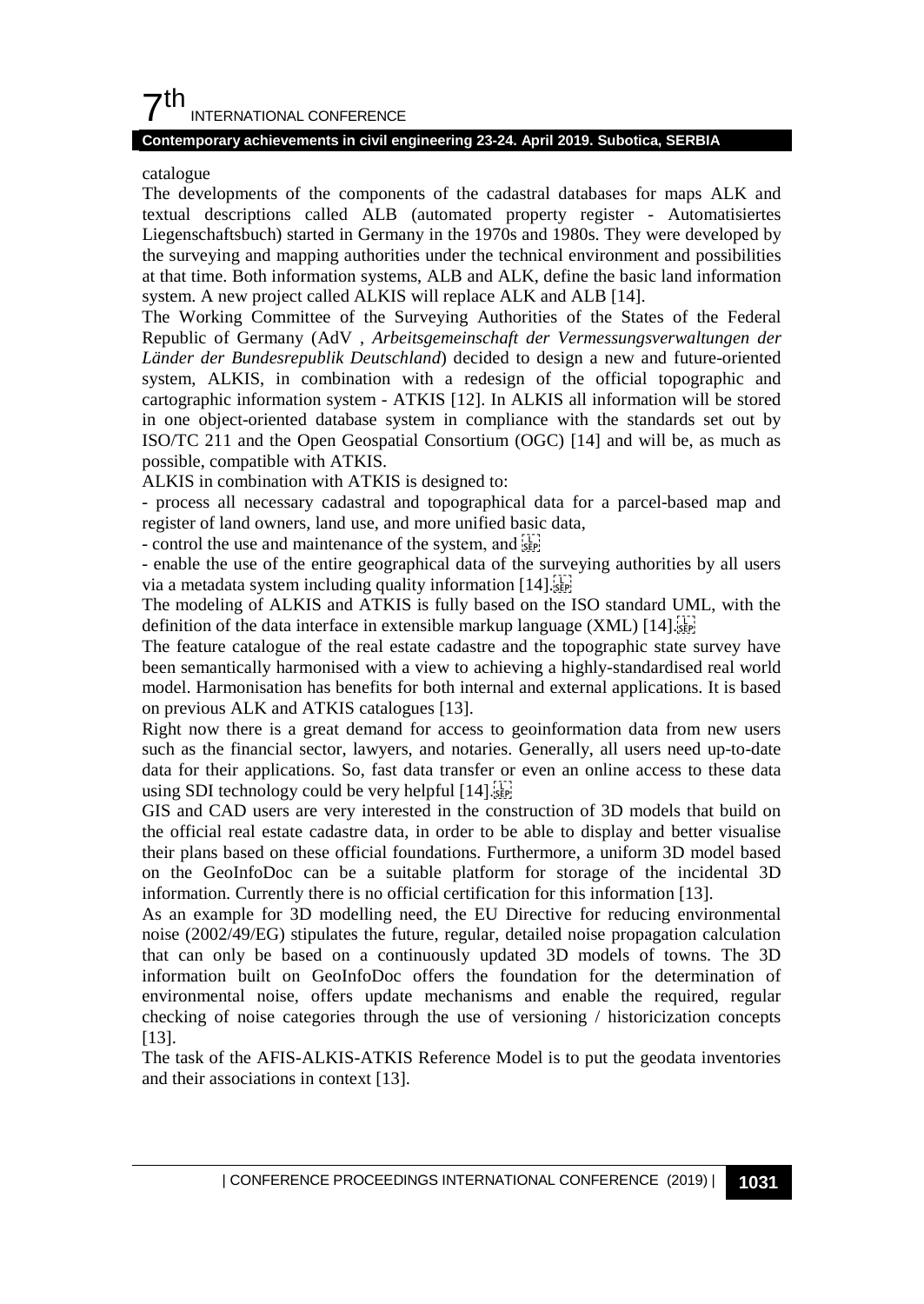catalogue

The developments of the components of the cadastral databases for maps ALK and textual descriptions called ALB (automated property register - Automatisiertes Liegenschaftsbuch) started in Germany in the 1970s and 1980s. They were developed by the surveying and mapping authorities under the technical environment and possibilities at that time. Both information systems, ALB and ALK, define the basic land information system. A new project called ALKIS will replace ALK and ALB [14].

The Working Committee of the Surveying Authorities of the States of the Federal Republic of Germany (AdV , *Arbeitsgemeinschaft der Vermessungsverwaltungen der Länder der Bundesrepublik Deutschland*) decided to design a new and future-oriented system, ALKIS, in combination with a redesign of the official topographic and cartographic information system - ATKIS [12]. In ALKIS all information will be stored in one object-oriented database system in compliance with the standards set out by ISO/TC 211 and the Open Geospatial Consortium (OGC) [14] and will be, as much as possible, compatible with ATKIS.

ALKIS in combination with ATKIS is designed to:

- process all necessary cadastral and topographical data for a parcel-based map and register of land owners, land use, and more unified basic data,
- control the use and maintenance of the system, and
- enable the use of the entire geographical data of the surveying authorities by all users via a metadata system including quality information [14].

The modeling of ALKIS and ATKIS is fully based on the ISO standard UML, with the definition of the data interface in extensible markup language (XML) [14].

The feature catalogue of the real estate cadastre and the topographic state survey have been semantically harmonised with a view to achieving a highly-standardised real world model. Harmonisation has benefits for both internal and external applications. It is based on previous ALK and ATKIS catalogues [13].

Right now there is a great demand for access to geoinformation data from new users such as the financial sector, lawyers, and notaries. Generally, all users need up-to-date data for their applications. So, fast data transfer or even an online access to these data using SDI technology could be very helpful [14].

GIS and CAD users are very interested in the construction of 3D models that build on the official real estate cadastre data, in order to be able to display and better visualise their plans based on these official foundations. Furthermore, a uniform 3D model based on the GeoInfoDoc can be a suitable platform for storage of the incidental 3D information. Currently there is no official certification for this information [13].

As an example for 3D modelling need, the EU Directive for reducing environmental noise (2002/49/EG) stipulates the future, regular, detailed noise propagation calculation that can only be based on a continuously updated 3D models of towns. The 3D information built on GeoInfoDoc offers the foundation for the determination of environmental noise, offers update mechanisms and enable the required, regular checking of noise categories through the use of versioning / historicization concepts [13].

The task of the AFIS-ALKIS-ATKIS Reference Model is to put the geodata inventories and their associations in context [13].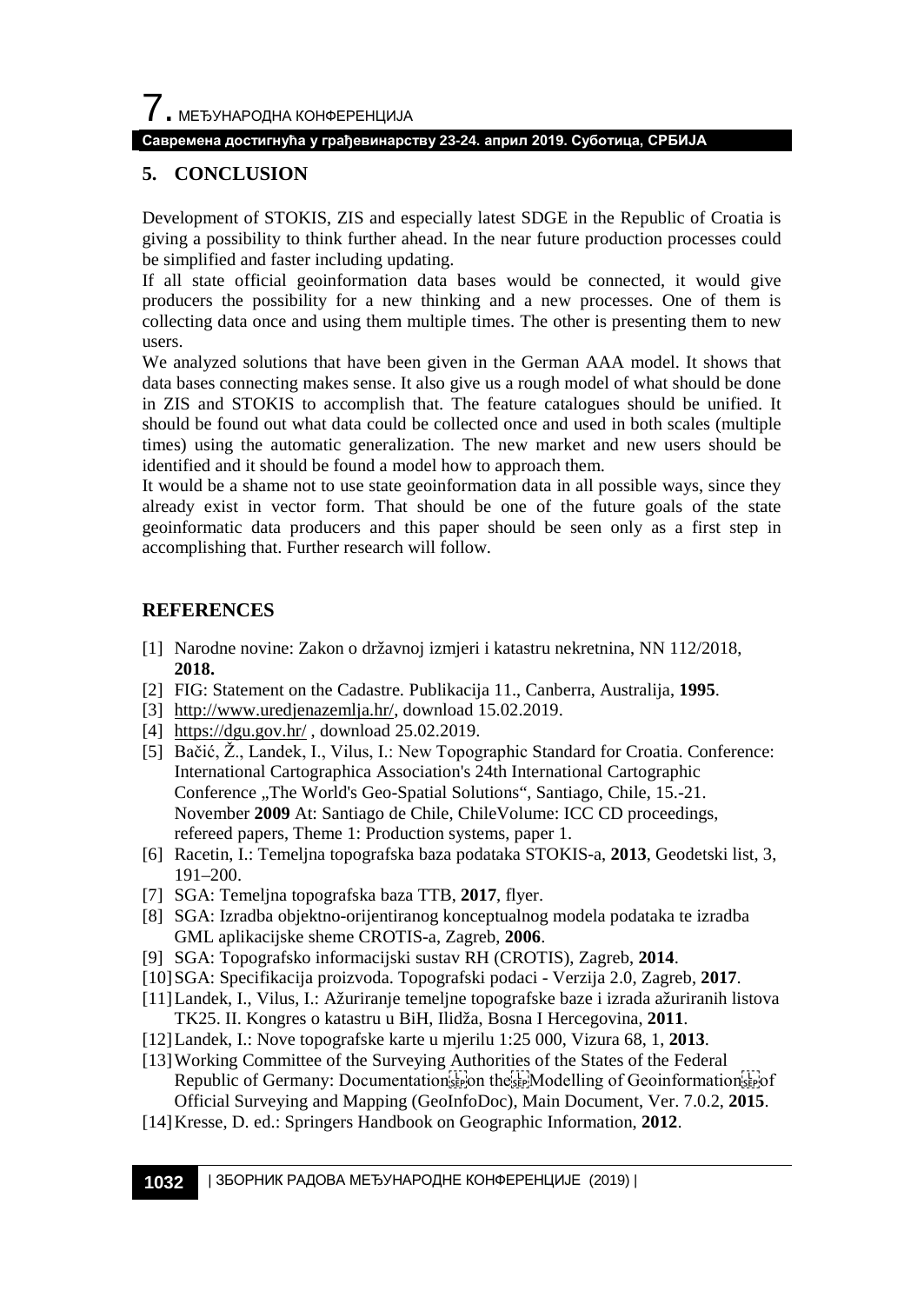## 5. CONCLUSION

Development of STOKIS, ZIS and especially latest SDGE in the Republic of Croatia is giving a possibility to think further ahead. In the near future production processes could be simplified and faster including updating.

If all state official geoinformation data bases would be connected, it would give producers the possibility for a new thinking and a new processes. One of them is collecting data once and using them multiple times. The other is presenting them to new users.

We analyzed solutions that have been given in the German AAA model. It shows that data bases connecting makes sense. It also give us a rough model of what should be done in ZIS and STOKIS to accomplish that. The feature catalogues should be unified. It should be found out what data could be collected once and used in both scales (multiple times) using the automatic generalization. The new market and new users should be identified and it should be found a model how to approach them.

It would be a shame not to use state geoinformation data in all possible ways, since they already exist in vector form. That should be one of the future goals of the state geoinformatic data producers and this paper should be seen only as a first step in accomplishing that. Further research will follow.

## REFERENCES

[1] Narodne novine: Zakon o državnoj izmjeri i katastru nekretnina, NN 112/2018, **2018.**

[2] FIG: Statement on the Cadastre. Publikacija 11., Canberra, Australija, **1995**.

[3] http://www.uredjenazemlja.hr/, download 15.02.2019.

[4] https://dgu.gov.hr/ , download 25.02.2019.

[5] Bačić, Ž., Landek, I., Vilus, I.: New Topographic Standard for Croatia. Conference: International Cartographica Association's 24th International Cartographic Conference „The World's Geo-Spatial Solutions", Santiago, Chile, 15.-21. November **2009** At: Santiago de Chile, ChileVolume: ICC CD proceedings, refereed papers, Theme 1: Production systems, paper 1.

[6] Racetin, I.: Temeljna topografska baza podataka STOKIS-a, **2013**, Geodetski list, 3, 191–200.

[7] SGA: Temeljna topografska baza TTB, **2017**, flyer.

[8] SGA: Izradba objektno-orijentiranog konceptualnog modela podataka te izradba GML aplikacijske sheme CROTIS-a, Zagreb, **2006**.

[9] SGA: Topografsko informacijski sustav RH (CROTIS), Zagreb, **2014**.

[10] SGA: Specifikacija proizvoda. Topografski podaci - Verzija 2.0, Zagreb, **2017**.

[11] Landek, I., Vilus, I.: Ažuriranje temeljne topografske baze i izrada ažuriranih listova TK25. II. Kongres o katastru u BiH, Ilidža, Bosna I Hercegovina, **2011**.

[12] Landek, I.: Nove topografske karte u mjerilu 1:25 000, Vizura 68, 1, **2013**.

[13] Working Committee of the Surveying Authorities of the States of the Federal Republic of Germany: Documentation on the Modelling of Geoinformation of Official Surveying and Mapping (GeoInfoDoc), Main Document, Ver. 7.0.2, **2015**.

[14] Kresse, D. ed.: Springers Handbook on Geographic Information, **2012**.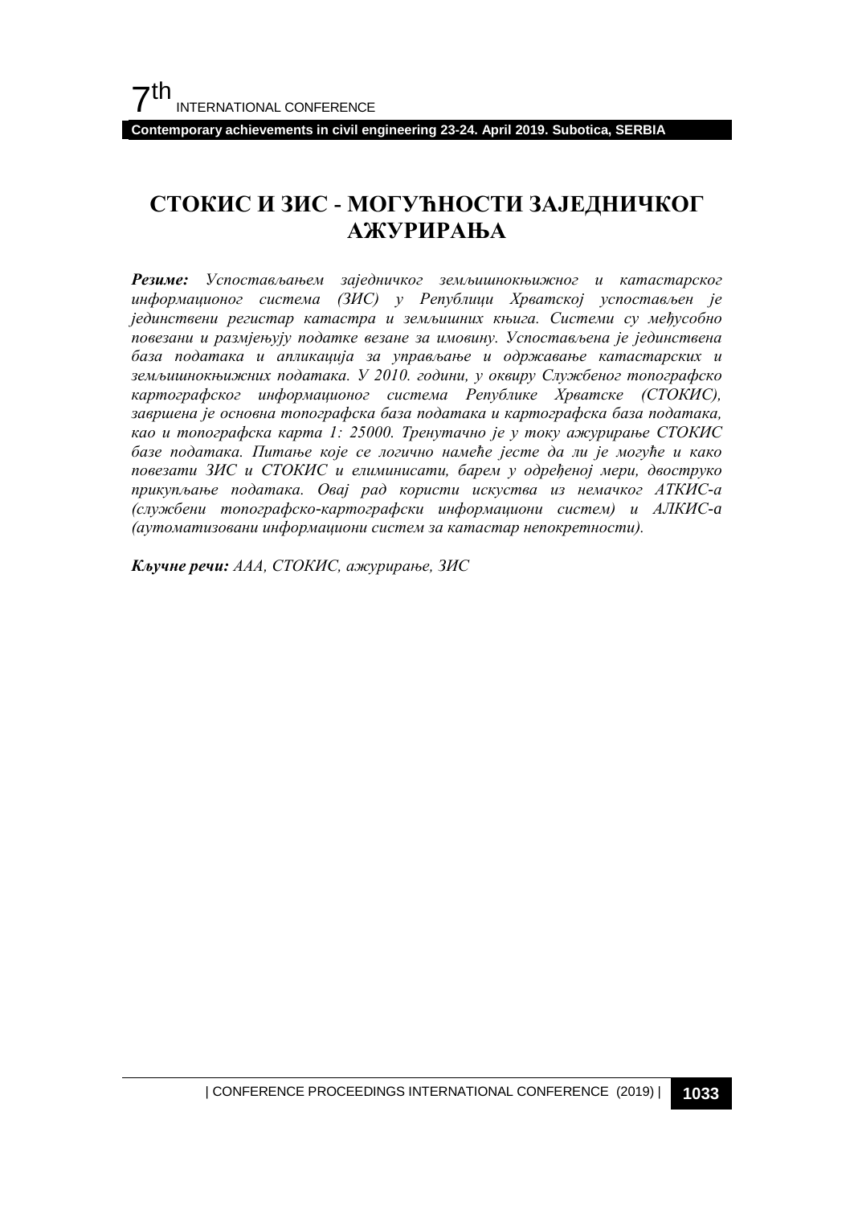# СТОКИС И ЗИС - МОГУЋНОСТИ ЗАЈЕДНИЧКОГ АЖУРИРАЊА

***Резиме:*** *Успостављањем заједничког земљишнокњижног и катастарског информационог система (ЗИС) у Републици Хрватској успостављен је јединствени регистар катастра и земљишних књига. Системи су међусобно повезани и размјењују податке везане за имовину. Успостављена је јединствена база података и апликација за управљање и одржавање катастарских и земљишнокњижних података. У 2010. години, у оквиру Службеног топографско картографског информационог система Републике Хрватске (СТОКИС), завршена је основна топографска база података и картографска база података, као и топографска карта 1: 25000. Тренутачно је у току ажурирање СТОКИС базе података. Питање које се логично намеће јесте да ли је могуће и како повезати ЗИС и СТОКИС и елиминисати, барем у одређеној мери, двоструко прикупљање података. Овај рад користи искуства из немачког АТКИС-а (службени топографско-картографски информациони систем) и АЛКИС-а (аутоматизовани информациони систем за катастар непокретности).*

***Кључне речи:*** *ААА, СТОКИС, ажурирање, ЗИС*